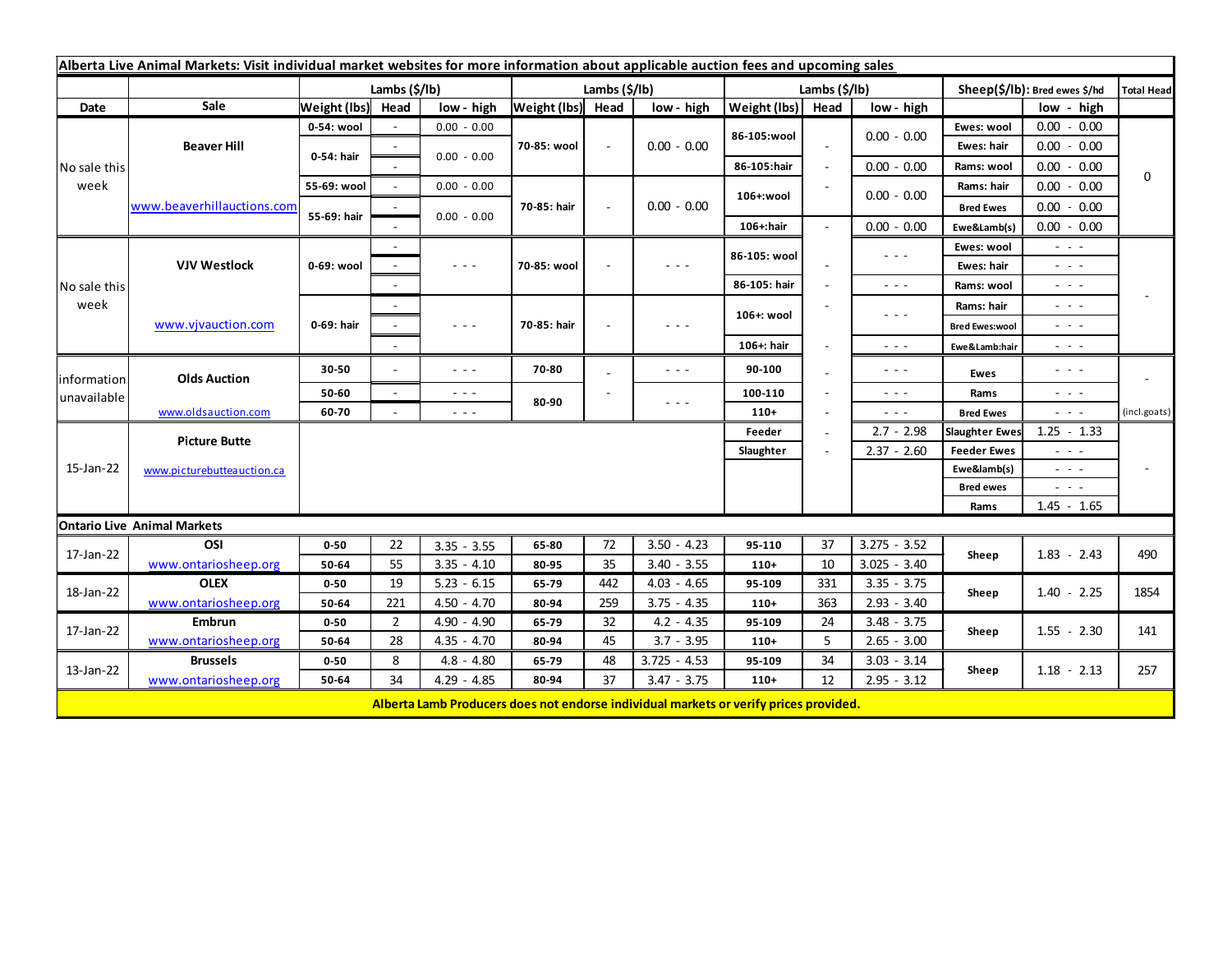## Alberta Live Animal Markets: Visit individual market websites for more information about applicable auction fees and upcoming sales

| | | Lambs ($/lb) | | | Lambs ($/lb) | | | Lambs ($/lb) | | | Sheep($/lb): Bred ewes $/hd | | Total Head |
|---|---|---|---|---|---|---|---|---|---|---|---|---|---|
| Date | Sale | Weight (lbs) | Head | low - high | Weight (lbs) | Head | low - high | Weight (lbs) | Head | low - high | | low - high | |
| No sale this week | Beaver Hill | 0-54: wool | - | 0.00 - 0.00 | 70-85: wool | - | 0.00 - 0.00 | 86-105:wool | - | 0.00 - 0.00 | Ewes: wool | 0.00 - 0.00 | 0 |
| | | 0-54: hair | - | 0.00 - 0.00 | | | | | | | Ewes: hair | 0.00 - 0.00 | |
| | | | - | | | | | 86-105:hair | - | 0.00 - 0.00 | Rams: wool | 0.00 - 0.00 | |
| | | 55-69: wool | - | 0.00 - 0.00 | 70-85: hair | - | 0.00 - 0.00 | 106+:wool | - | 0.00 - 0.00 | Rams: hair | 0.00 - 0.00 | |
| | www.beaverhillauctions.com | 55-69: hair | - | 0.00 - 0.00 | | | | | | | Bred Ewes | 0.00 - 0.00 | |
| | | | - | | | | | 106+:hair | - | 0.00 - 0.00 | Ewe&Lamb(s) | 0.00 - 0.00 | |
| No sale this week | VJV Westlock | 0-69: wool | - | - - - | 70-85: wool | - | - - - | 86-105: wool | - | - - - | Ewes: wool | - - - | - |
| | | | - | | | | | | | | Ewes: hair | - - - | |
| | | | - | | | | | 86-105: hair | - | - - - | Rams: wool | - - - | |
| | | 0-69: hair | - | - - - | 70-85: hair | - | - - - | 106+: wool | - | - - - | Rams: hair | - - - | |
| | www.vjvauction.com | | - | | | | | | | | Bred Ewes:wool | - - - | |
| | | | - | | | | | 106+: hair | - | - - - | Ewe&Lamb:hair | - - - | |
| information unavailable | Olds Auction | 30-50 | - | - - - | 70-80 | - | - - - | 90-100 | - | - - - | Ewes | - - - | - |
| | | 50-60 | - | - - - | 80-90 | - | - - - | 100-110 | - | - - - | Rams | - - - | |
| | www.oldsauction.com | 60-70 | - | - - - | | | | 110+ | - | - - - | Bred Ewes | - - - | (incl.goats) |
| 15-Jan-22 | Picture Butte | | | | | | | Feeder | - | 2.7 - 2.98 | Slaughter Ewes | 1.25 - 1.33 | - |
| | | | | | | | | Slaughter | - | 2.37 - 2.60 | Feeder Ewes | - - - | |
| | www.picturebutteauction.ca | | | | | | | | | | Ewe&lamb(s) | - - - | |
| | | | | | | | | | | | Bred ewes | - - - | |
| | | | | | | | | | | | Rams | 1.45 - 1.65 | |
| **Ontario Live Animal Markets** | | | | | | | | | | | | | |
| 17-Jan-22 | OSI | 0-50 | 22 | 3.35 - 3.55 | 65-80 | 72 | 3.50 - 4.23 | 95-110 | 37 | 3.275 - 3.52 | Sheep | 1.83 - 2.43 | 490 |
| | www.ontariosheep.org | 50-64 | 55 | 3.35 - 4.10 | 80-95 | 35 | 3.40 - 3.55 | 110+ | 10 | 3.025 - 3.40 | | | |
| 18-Jan-22 | OLEX | 0-50 | 19 | 5.23 - 6.15 | 65-79 | 442 | 4.03 - 4.65 | 95-109 | 331 | 3.35 - 3.75 | Sheep | 1.40 - 2.25 | 1854 |
| | www.ontariosheep.org | 50-64 | 221 | 4.50 - 4.70 | 80-94 | 259 | 3.75 - 4.35 | 110+ | 363 | 2.93 - 3.40 | | | |
| 17-Jan-22 | Embrun | 0-50 | 2 | 4.90 - 4.90 | 65-79 | 32 | 4.2 - 4.35 | 95-109 | 24 | 3.48 - 3.75 | Sheep | 1.55 - 2.30 | 141 |
| | www.ontariosheep.org | 50-64 | 28 | 4.35 - 4.70 | 80-94 | 45 | 3.7 - 3.95 | 110+ | 5 | 2.65 - 3.00 | | | |
| 13-Jan-22 | Brussels | 0-50 | 8 | 4.8 - 4.80 | 65-79 | 48 | 3.725 - 4.53 | 95-109 | 34 | 3.03 - 3.14 | Sheep | 1.18 - 2.13 | 257 |
| | www.ontariosheep.org | 50-64 | 34 | 4.29 - 4.85 | 80-94 | 37 | 3.47 - 3.75 | 110+ | 12 | 2.95 - 3.12 | | | |

**Alberta Lamb Producers does not endorse individual markets or verify prices provided.**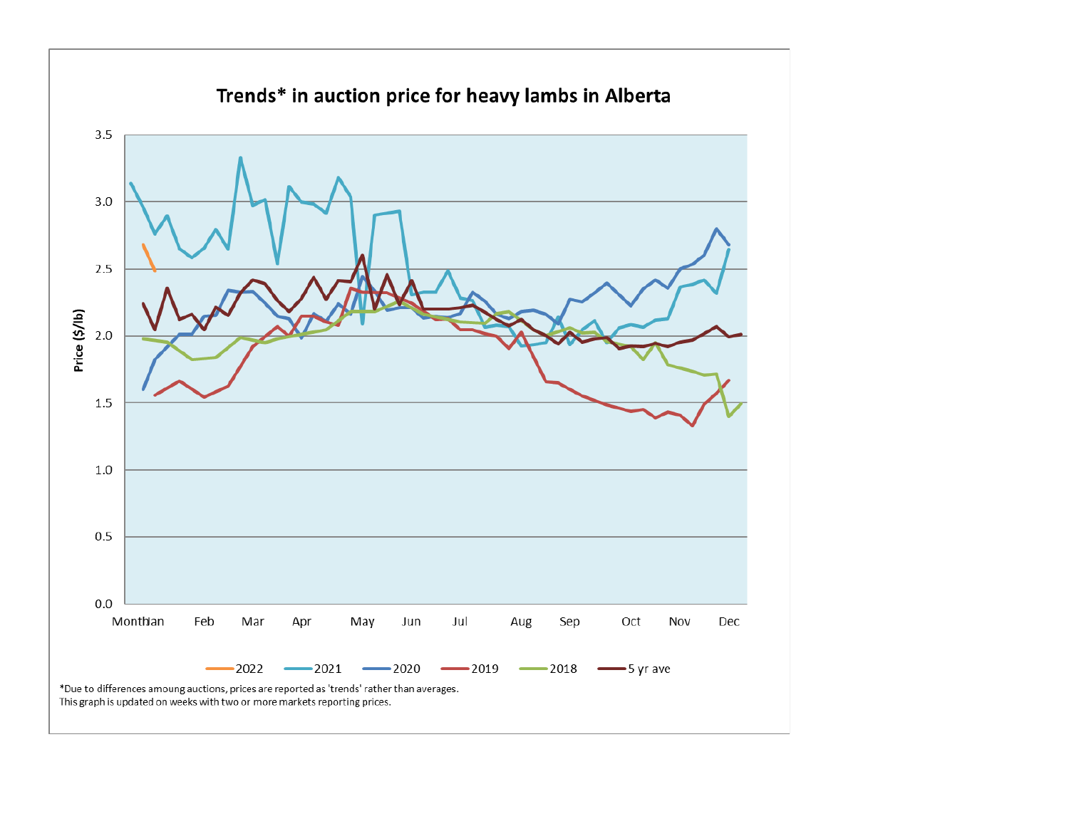## Trends* in auction price for heavy lambs in Alberta

Price ($/lb)

3.5
3.0
2.5
2.0
1.5
1.0
0.5
0.0

Month Jan Feb Mar Apr May Jun Jul Aug Sep Oct Nov Dec

2022 2021 2020 2019 2018 5 yr ave

*Due to differences amoung auctions, prices are reported as 'trends' rather than averages.
This graph is updated on weeks with two or more markets reporting prices.